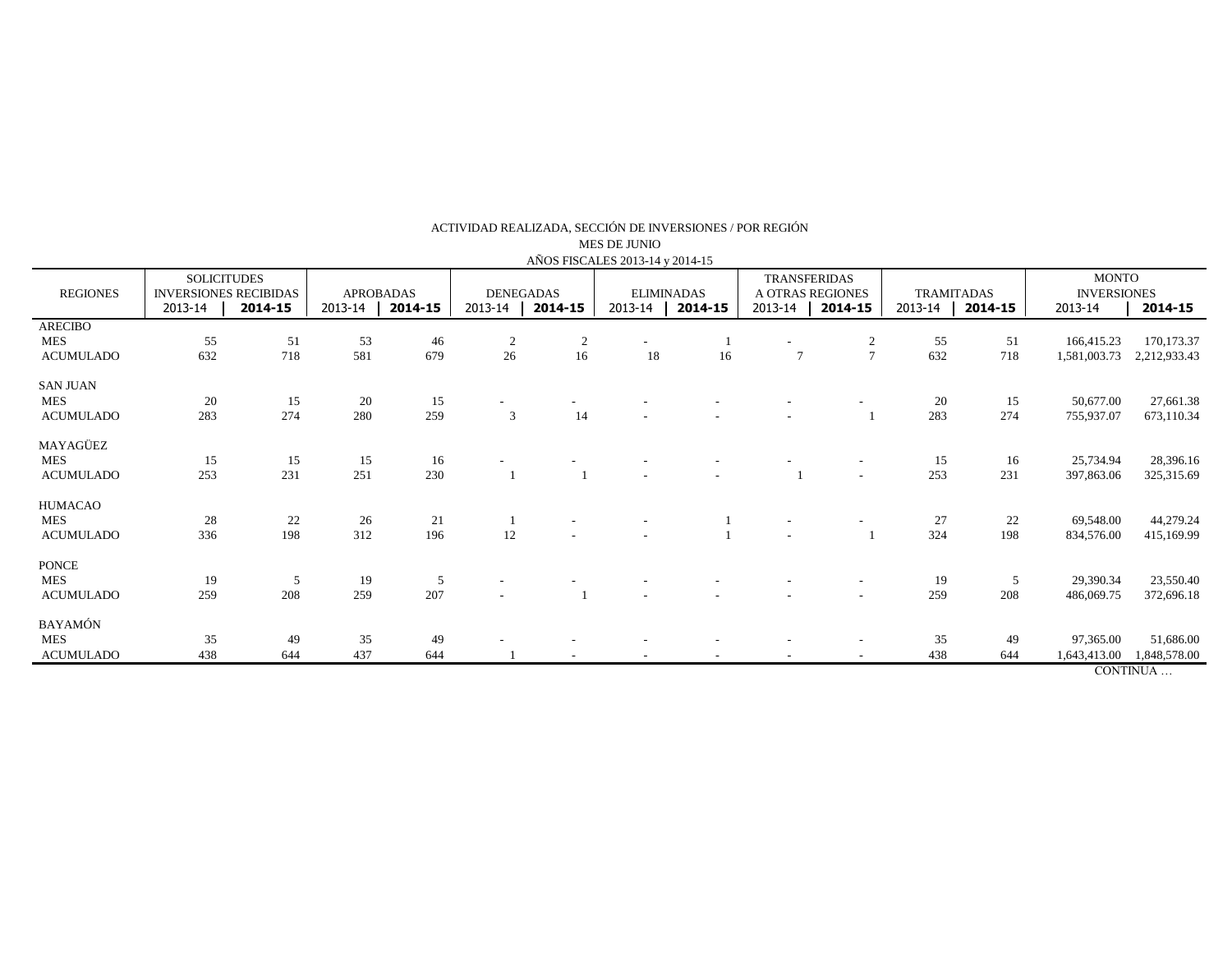ACTIVIDAD REALIZADA, SECCIÓN DE INVERSIONES / POR REGIÓN

MES DE JUNIO

AÑOS FISCALES 2013-14 y 2014-15

| REGIONES | SOLICITUDES INVERSIONES RECIBIDAS | | APROBADAS | | DENEGADAS | | ELIMINADAS | | TRANSFERIDAS A OTRAS REGIONES | | TRAMITADAS | | MONTO INVERSIONES | |
|---|---|---|---|---|---|---|---|---|---|---|---|---|---|---|
| | 2013-14 | **2014-15** | 2013-14 | **2014-15** | 2013-14 | **2014-15** | 2013-14 | **2014-15** | 2013-14 | **2014-15** | 2013-14 | **2014-15** | 2013-14 | **2014-15** |
| ARECIBO | | | | | | | | | | | | | | |
| MES | 55 | 51 | 53 | 46 | 2 | 2 | - | 1 | - | 2 | 55 | 51 | 166,415.23 | 170,173.37 |
| ACUMULADO | 632 | 718 | 581 | 679 | 26 | 16 | 18 | 16 | 7 | 7 | 632 | 718 | 1,581,003.73 | 2,212,933.43 |
| SAN JUAN | | | | | | | | | | | | | | |
| MES | 20 | 15 | 20 | 15 | - | - | - | - | - | - | 20 | 15 | 50,677.00 | 27,661.38 |
| ACUMULADO | 283 | 274 | 280 | 259 | 3 | 14 | - | - | - | 1 | 283 | 274 | 755,937.07 | 673,110.34 |
| MAYAGÜEZ | | | | | | | | | | | | | | |
| MES | 15 | 15 | 15 | 16 | - | - | - | - | - | - | 15 | 16 | 25,734.94 | 28,396.16 |
| ACUMULADO | 253 | 231 | 251 | 230 | 1 | 1 | - | - | 1 | - | 253 | 231 | 397,863.06 | 325,315.69 |
| HUMACAO | | | | | | | | | | | | | | |
| MES | 28 | 22 | 26 | 21 | 1 | - | - | 1 | - | - | 27 | 22 | 69,548.00 | 44,279.24 |
| ACUMULADO | 336 | 198 | 312 | 196 | 12 | - | - | 1 | - | 1 | 324 | 198 | 834,576.00 | 415,169.99 |
| PONCE | | | | | | | | | | | | | | |
| MES | 19 | 5 | 19 | 5 | - | - | - | - | - | - | 19 | 5 | 29,390.34 | 23,550.40 |
| ACUMULADO | 259 | 208 | 259 | 207 | - | 1 | - | - | - | - | 259 | 208 | 486,069.75 | 372,696.18 |
| BAYAMÓN | | | | | | | | | | | | | | |
| MES | 35 | 49 | 35 | 49 | - | - | - | - | - | - | 35 | 49 | 97,365.00 | 51,686.00 |
| ACUMULADO | 438 | 644 | 437 | 644 | 1 | - | - | - | - | - | 438 | 644 | 1,643,413.00 | 1,848,578.00 |

CONTINUA …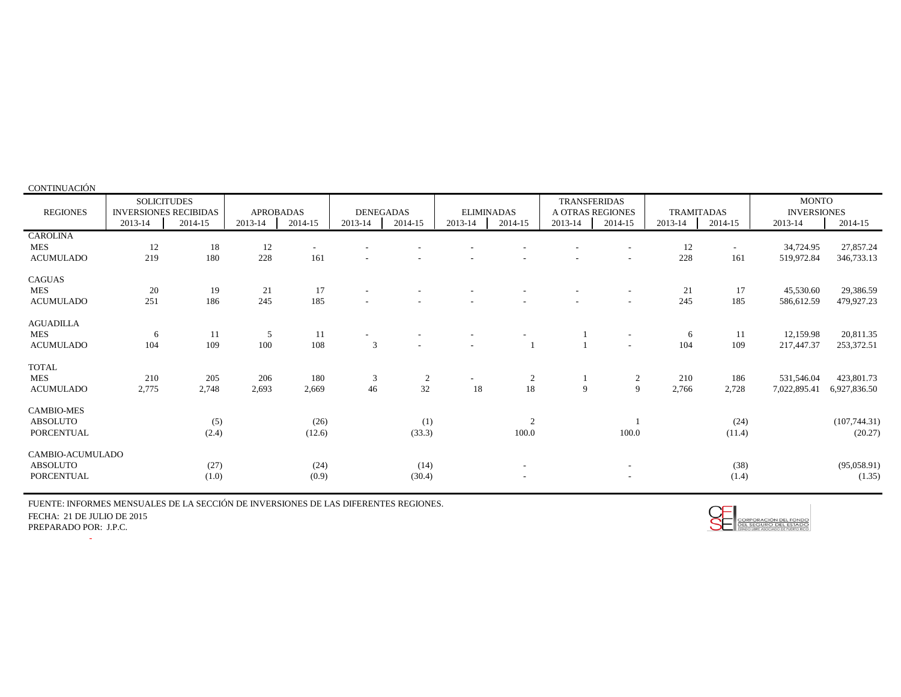CONTINUACIÓN

| REGIONES | SOLICITUDES INVERSIONES RECIBIDAS | | APROBADAS | | DENEGADAS | | ELIMINADAS | | TRANSFERIDAS A OTRAS REGIONES | | TRAMITADAS | | MONTO INVERSIONES | |
|---|---|---|---|---|---|---|---|---|---|---|---|---|---|---|
| | 2013-14 | 2014-15 | 2013-14 | 2014-15 | 2013-14 | 2014-15 | 2013-14 | 2014-15 | 2013-14 | 2014-15 | 2013-14 | 2014-15 | 2013-14 | 2014-15 |
| CAROLINA | | | | | | | | | | | | | | |
| MES | 12 | 18 | 12 | - | - | - | - | - | - | - | 12 | - | 34,724.95 | 27,857.24 |
| ACUMULADO | 219 | 180 | 228 | 161 | - | - | - | - | - | - | 228 | 161 | 519,972.84 | 346,733.13 |
| CAGUAS | | | | | | | | | | | | | | |
| MES | 20 | 19 | 21 | 17 | - | - | - | - | - | - | 21 | 17 | 45,530.60 | 29,386.59 |
| ACUMULADO | 251 | 186 | 245 | 185 | - | - | - | - | - | - | 245 | 185 | 586,612.59 | 479,927.23 |
| AGUADILLA | | | | | | | | | | | | | | |
| MES | 6 | 11 | 5 | 11 | - | - | - | - | 1 | - | 6 | 11 | 12,159.98 | 20,811.35 |
| ACUMULADO | 104 | 109 | 100 | 108 | 3 | - | - | 1 | 1 | - | 104 | 109 | 217,447.37 | 253,372.51 |
| TOTAL | | | | | | | | | | | | | | |
| MES | 210 | 205 | 206 | 180 | 3 | 2 | - | 2 | 1 | 2 | 210 | 186 | 531,546.04 | 423,801.73 |
| ACUMULADO | 2,775 | 2,748 | 2,693 | 2,669 | 46 | 32 | 18 | 18 | 9 | 9 | 2,766 | 2,728 | 7,022,895.41 | 6,927,836.50 |
| CAMBIO-MES | | | | | | | | | | | | | | |
| ABSOLUTO | | (5) | | (26) | | (1) | | 2 | | 1 | | (24) | | (107,744.31) |
| PORCENTUAL | | (2.4) | | (12.6) | | (33.3) | | 100.0 | | 100.0 | | (11.4) | | (20.27) |
| CAMBIO-ACUMULADO | | | | | | | | | | | | | | |
| ABSOLUTO | | (27) | | (24) | | (14) | | - | | - | | (38) | | (95,058.91) |
| PORCENTUAL | | (1.0) | | (0.9) | | (30.4) | | - | | - | | (1.4) | | (1.35) |

FUENTE: INFORMES MENSUALES DE LA SECCIÓN DE INVERSIONES DE LAS DIFERENTES REGIONES.

FECHA: 21 DE JULIO DE 2015

PREPARADO POR: J.P.C.

CORPORACIÓN DEL FONDO DEL SEGURO DEL ESTADO
ESTADO LIBRE ASOCIADO DE PUERTO RICO